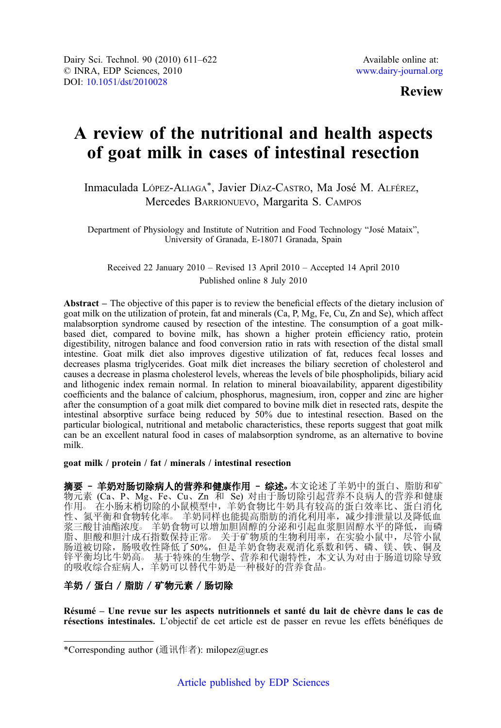Dairy Sci. Technol. 90 (2010) 611–622
© INRA, EDP Sciences, 2010
DOI: 10.1051/dst/2010028

Available online at:
www.dairy-journal.org

**Review**

# A review of the nutritional and health aspects of goat milk in cases of intestinal resection

Inmaculada LÓPEZ-ALIAGA*, Javier DÍAZ-CASTRO, Ma José M. ALFÉREZ, Mercedes BARRIONUEVO, Margarita S. CAMPOS

Department of Physiology and Institute of Nutrition and Food Technology "José Mataix", University of Granada, E-18071 Granada, Spain

Received 22 January 2010 – Revised 13 April 2010 – Accepted 14 April 2010
Published online 8 July 2010

**Abstract –** The objective of this paper is to review the beneficial effects of the dietary inclusion of goat milk on the utilization of protein, fat and minerals (Ca, P, Mg, Fe, Cu, Zn and Se), which affect malabsorption syndrome caused by resection of the intestine. The consumption of a goat milk-based diet, compared to bovine milk, has shown a higher protein efficiency ratio, protein digestibility, nitrogen balance and food conversion ratio in rats with resection of the distal small intestine. Goat milk diet also improves digestive utilization of fat, reduces fecal losses and decreases plasma triglycerides. Goat milk diet increases the biliary secretion of cholesterol and causes a decrease in plasma cholesterol levels, whereas the levels of bile phospholipids, biliary acid and lithogenic index remain normal. In relation to mineral bioavailability, apparent digestibility coefficients and the balance of calcium, phosphorus, magnesium, iron, copper and zinc are higher after the consumption of a goat milk diet compared to bovine milk diet in resected rats, despite the intestinal absorptive surface being reduced by 50% due to intestinal resection. Based on the particular biological, nutritional and metabolic characteristics, these reports suggest that goat milk can be an excellent natural food in cases of malabsorption syndrome, as an alternative to bovine milk.

**goat milk / protein / fat / minerals / intestinal resection**

**摘要 – 羊奶对肠切除病人的营养和健康作用 – 综述。**本文论述了羊奶中的蛋白、脂肪和矿物元素 (Ca、P、Mg、Fe、Cu、Zn 和 Se) 对由于肠切除引起营养不良病人的营养和健康作用。 在小肠末梢切除的小鼠模型中，羊奶食物比牛奶具有较高的蛋白效率比、蛋白消化性、氮平衡和食物转化率。 羊奶同样也能提高脂肪的消化利用率，减少排泄量以及降低血浆三酸甘油酯浓度。 羊奶食物可以增加胆固醇的分泌和引起血浆胆固醇水平的降低，而磷脂、胆酸和胆汁成石指数保持正常。 关于矿物质的生物利用率，在实验小鼠中，尽管小鼠肠道被切除，肠吸收性降低了50%，但是羊奶食物表观消化系数和钙、磷、镁、铁、铜及锌平衡均比牛奶高。 基于特殊的生物学、营养和代谢特性，本文认为对由于肠道切除导致的吸收综合症病人，羊奶可以替代牛奶是一种极好的营养食品。

**羊奶 / 蛋白 / 脂肪 / 矿物元素 / 肠切除**

**Résumé – Une revue sur les aspects nutritionnels et santé du lait de chèvre dans le cas de résections intestinales.** L'objectif de cet article est de passer en revue les effets bénéfiques de

*Corresponding author (通讯作者): milopez@ugr.es

Article published by EDP Sciences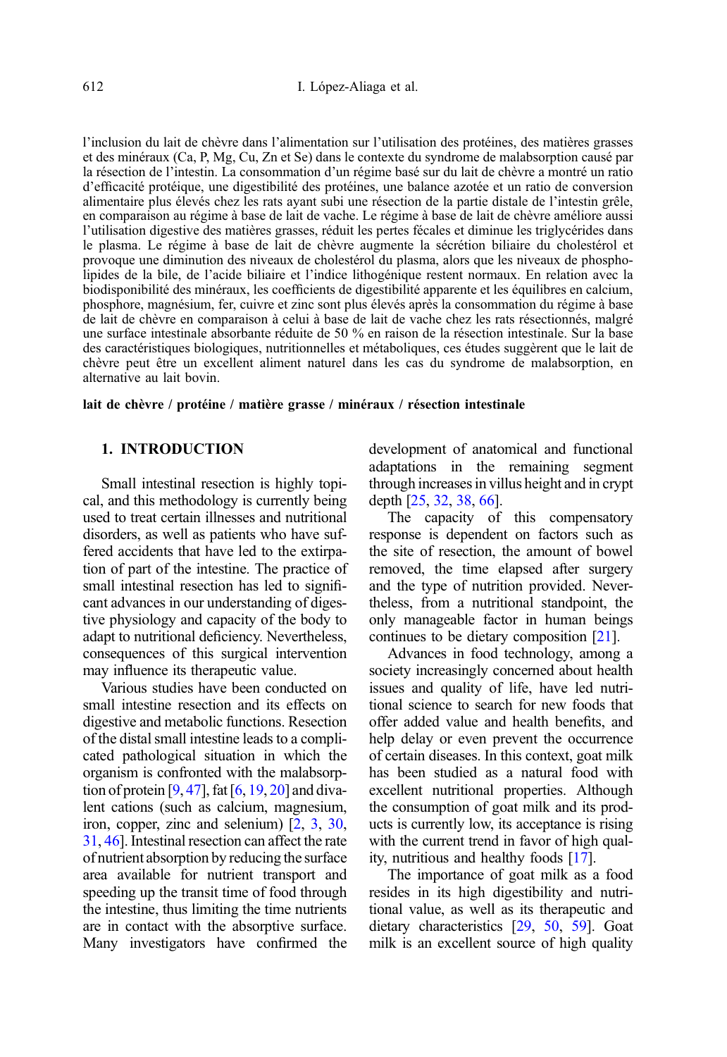l'inclusion du lait de chèvre dans l'alimentation sur l'utilisation des protéines, des matières grasses et des minéraux (Ca, P, Mg, Cu, Zn et Se) dans le contexte du syndrome de malabsorption causé par la résection de l'intestin. La consommation d'un régime basé sur du lait de chèvre a montré un ratio d'efficacité protéique, une digestibilité des protéines, une balance azotée et un ratio de conversion alimentaire plus élevés chez les rats ayant subi une résection de la partie distale de l'intestin grêle, en comparaison au régime à base de lait de vache. Le régime à base de lait de chèvre améliore aussi l'utilisation digestive des matières grasses, réduit les pertes fécales et diminue les triglycérides dans le plasma. Le régime à base de lait de chèvre augmente la sécrétion biliaire du cholestérol et provoque une diminution des niveaux de cholestérol du plasma, alors que les niveaux de phospholipides de la bile, de l'acide biliaire et l'indice lithogénique restent normaux. En relation avec la biodisponibilité des minéraux, les coefficients de digestibilité apparente et les équilibres en calcium, phosphore, magnésium, fer, cuivre et zinc sont plus élevés après la consommation du régime à base de lait de chèvre en comparaison à celui à base de lait de vache chez les rats résectionnés, malgré une surface intestinale absorbante réduite de 50 % en raison de la résection intestinale. Sur la base des caractéristiques biologiques, nutritionnelles et métaboliques, ces études suggèrent que le lait de chèvre peut être un excellent aliment naturel dans les cas du syndrome de malabsorption, en alternative au lait bovin.

**lait de chèvre / protéine / matière grasse / minéraux / résection intestinale**

## 1. INTRODUCTION

Small intestinal resection is highly topical, and this methodology is currently being used to treat certain illnesses and nutritional disorders, as well as patients who have suffered accidents that have led to the extirpation of part of the intestine. The practice of small intestinal resection has led to significant advances in our understanding of digestive physiology and capacity of the body to adapt to nutritional deficiency. Nevertheless, consequences of this surgical intervention may influence its therapeutic value.

Various studies have been conducted on small intestine resection and its effects on digestive and metabolic functions. Resection of the distal small intestine leads to a complicated pathological situation in which the organism is confronted with the malabsorption of protein [9, 47], fat [6, 19, 20] and divalent cations (such as calcium, magnesium, iron, copper, zinc and selenium) [2, 3, 30, 31, 46]. Intestinal resection can affect the rate of nutrient absorption by reducing the surface area available for nutrient transport and speeding up the transit time of food through the intestine, thus limiting the time nutrients are in contact with the absorptive surface. Many investigators have confirmed the development of anatomical and functional adaptations in the remaining segment through increases in villus height and in crypt depth [25, 32, 38, 66].

The capacity of this compensatory response is dependent on factors such as the site of resection, the amount of bowel removed, the time elapsed after surgery and the type of nutrition provided. Nevertheless, from a nutritional standpoint, the only manageable factor in human beings continues to be dietary composition [21].

Advances in food technology, among a society increasingly concerned about health issues and quality of life, have led nutritional science to search for new foods that offer added value and health benefits, and help delay or even prevent the occurrence of certain diseases. In this context, goat milk has been studied as a natural food with excellent nutritional properties. Although the consumption of goat milk and its products is currently low, its acceptance is rising with the current trend in favor of high quality, nutritious and healthy foods [17].

The importance of goat milk as a food resides in its high digestibility and nutritional value, as well as its therapeutic and dietary characteristics [29, 50, 59]. Goat milk is an excellent source of high quality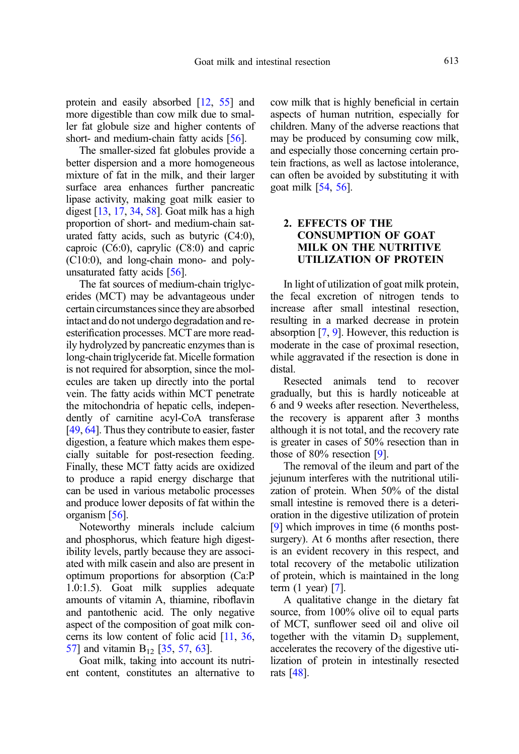protein and easily absorbed [12, 55] and more digestible than cow milk due to smaller fat globule size and higher contents of short- and medium-chain fatty acids [56].

The smaller-sized fat globules provide a better dispersion and a more homogeneous mixture of fat in the milk, and their larger surface area enhances further pancreatic lipase activity, making goat milk easier to digest [13, 17, 34, 58]. Goat milk has a high proportion of short- and medium-chain saturated fatty acids, such as butyric (C4:0), caproic (C6:0), caprylic (C8:0) and capric (C10:0), and long-chain mono- and polyunsaturated fatty acids [56].

The fat sources of medium-chain triglycerides (MCT) may be advantageous under certain circumstances since they are absorbed intact and do not undergo degradation and re-esterification processes. MCT are more readily hydrolyzed by pancreatic enzymes than is long-chain triglyceride fat. Micelle formation is not required for absorption, since the molecules are taken up directly into the portal vein. The fatty acids within MCT penetrate the mitochondria of hepatic cells, independently of carnitine acyl-CoA transferase [49, 64]. Thus they contribute to easier, faster digestion, a feature which makes them especially suitable for post-resection feeding. Finally, these MCT fatty acids are oxidized to produce a rapid energy discharge that can be used in various metabolic processes and produce lower deposits of fat within the organism [56].

Noteworthy minerals include calcium and phosphorus, which feature high digestibility levels, partly because they are associated with milk casein and also are present in optimum proportions for absorption (Ca:P 1.0:1.5). Goat milk supplies adequate amounts of vitamin A, thiamine, riboflavin and pantothenic acid. The only negative aspect of the composition of goat milk concerns its low content of folic acid [11, 36, 57] and vitamin $B_{12}$ [35, 57, 63].

Goat milk, taking into account its nutrient content, constitutes an alternative to cow milk that is highly beneficial in certain aspects of human nutrition, especially for children. Many of the adverse reactions that may be produced by consuming cow milk, and especially those concerning certain protein fractions, as well as lactose intolerance, can often be avoided by substituting it with goat milk [54, 56].

## 2. EFFECTS OF THE CONSUMPTION OF GOAT MILK ON THE NUTRITIVE UTILIZATION OF PROTEIN

In light of utilization of goat milk protein, the fecal excretion of nitrogen tends to increase after small intestinal resection, resulting in a marked decrease in protein absorption [7, 9]. However, this reduction is moderate in the case of proximal resection, while aggravated if the resection is done in distal.

Resected animals tend to recover gradually, but this is hardly noticeable at 6 and 9 weeks after resection. Nevertheless, the recovery is apparent after 3 months although it is not total, and the recovery rate is greater in cases of 50% resection than in those of 80% resection [9].

The removal of the ileum and part of the jejunum interferes with the nutritional utilization of protein. When 50% of the distal small intestine is removed there is a deterioration in the digestive utilization of protein [9] which improves in time (6 months post-surgery). At 6 months after resection, there is an evident recovery in this respect, and total recovery of the metabolic utilization of protein, which is maintained in the long term (1 year) [7].

A qualitative change in the dietary fat source, from 100% olive oil to equal parts of MCT, sunflower seed oil and olive oil together with the vitamin $D_3$ supplement, accelerates the recovery of the digestive utilization of protein in intestinally resected rats [48].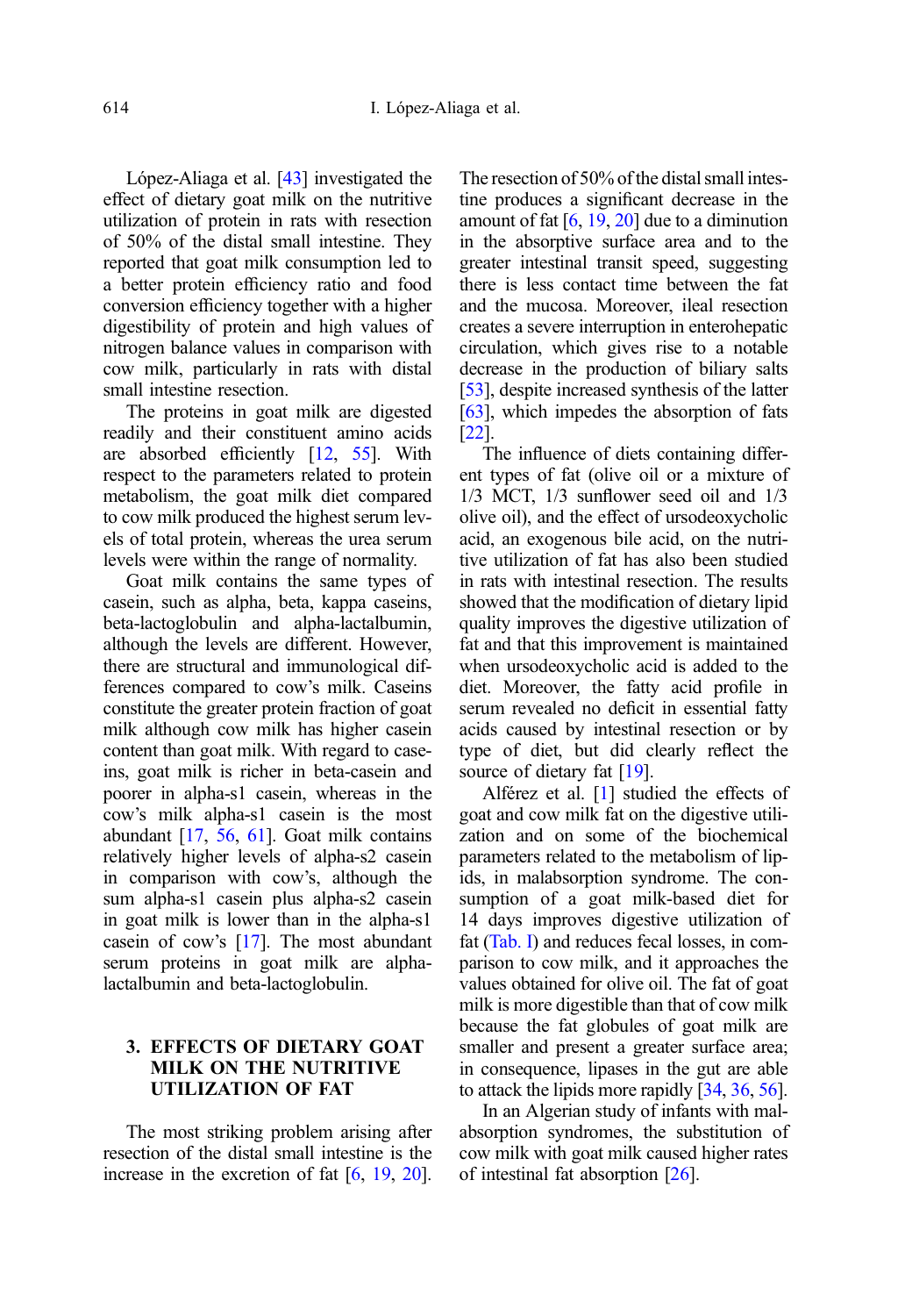López-Aliaga et al. [43] investigated the effect of dietary goat milk on the nutritive utilization of protein in rats with resection of 50% of the distal small intestine. They reported that goat milk consumption led to a better protein efficiency ratio and food conversion efficiency together with a higher digestibility of protein and high values of nitrogen balance values in comparison with cow milk, particularly in rats with distal small intestine resection.

The proteins in goat milk are digested readily and their constituent amino acids are absorbed efficiently [12, 55]. With respect to the parameters related to protein metabolism, the goat milk diet compared to cow milk produced the highest serum levels of total protein, whereas the urea serum levels were within the range of normality.

Goat milk contains the same types of casein, such as alpha, beta, kappa caseins, beta-lactoglobulin and alpha-lactalbumin, although the levels are different. However, there are structural and immunological differences compared to cow's milk. Caseins constitute the greater protein fraction of goat milk although cow milk has higher casein content than goat milk. With regard to caseins, goat milk is richer in beta-casein and poorer in alpha-s1 casein, whereas in the cow's milk alpha-s1 casein is the most abundant [17, 56, 61]. Goat milk contains relatively higher levels of alpha-s2 casein in comparison with cow's, although the sum alpha-s1 casein plus alpha-s2 casein in goat milk is lower than in the alpha-s1 casein of cow's [17]. The most abundant serum proteins in goat milk are alpha-lactalbumin and beta-lactoglobulin.

## 3. EFFECTS OF DIETARY GOAT MILK ON THE NUTRITIVE UTILIZATION OF FAT

The most striking problem arising after resection of the distal small intestine is the increase in the excretion of fat [6, 19, 20]. The resection of 50% of the distal small intestine produces a significant decrease in the amount of fat [6, 19, 20] due to a diminution in the absorptive surface area and to the greater intestinal transit speed, suggesting there is less contact time between the fat and the mucosa. Moreover, ileal resection creates a severe interruption in enterohepatic circulation, which gives rise to a notable decrease in the production of biliary salts [53], despite increased synthesis of the latter [63], which impedes the absorption of fats [22].

The influence of diets containing different types of fat (olive oil or a mixture of 1/3 MCT, 1/3 sunflower seed oil and 1/3 olive oil), and the effect of ursodeoxycholic acid, an exogenous bile acid, on the nutritive utilization of fat has also been studied in rats with intestinal resection. The results showed that the modification of dietary lipid quality improves the digestive utilization of fat and that this improvement is maintained when ursodeoxycholic acid is added to the diet. Moreover, the fatty acid profile in serum revealed no deficit in essential fatty acids caused by intestinal resection or by type of diet, but did clearly reflect the source of dietary fat [19].

Alférez et al. [1] studied the effects of goat and cow milk fat on the digestive utilization and on some of the biochemical parameters related to the metabolism of lipids, in malabsorption syndrome. The consumption of a goat milk-based diet for 14 days improves digestive utilization of fat (Tab. I) and reduces fecal losses, in comparison to cow milk, and it approaches the values obtained for olive oil. The fat of goat milk is more digestible than that of cow milk because the fat globules of goat milk are smaller and present a greater surface area; in consequence, lipases in the gut are able to attack the lipids more rapidly [34, 36, 56].

In an Algerian study of infants with malabsorption syndromes, the substitution of cow milk with goat milk caused higher rates of intestinal fat absorption [26].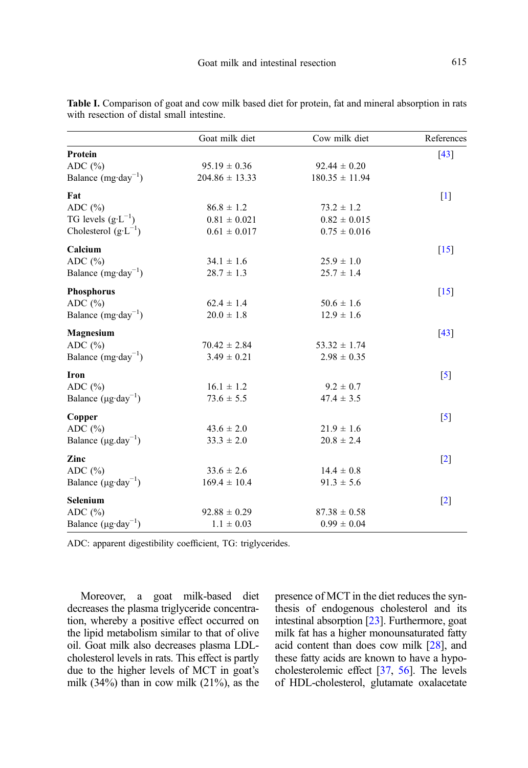**Table I.** Comparison of goat and cow milk based diet for protein, fat and mineral absorption in rats with resection of distal small intestine.

| | Goat milk diet | Cow milk diet | References |
|---|---|---|---|
| **Protein** | | | [43] |
| ADC (%) | 95.19 ± 0.36 | 92.44 ± 0.20 | |
| Balance ($mg \cdot day^{-1}$) | 204.86 ± 13.33 | 180.35 ± 11.94 | |
| **Fat** | | | [1] |
| ADC (%) | 86.8 ± 1.2 | 73.2 ± 1.2 | |
| TG levels ($g \cdot L^{-1}$) | 0.81 ± 0.021 | 0.82 ± 0.015 | |
| Cholesterol ($g \cdot L^{-1}$) | 0.61 ± 0.017 | 0.75 ± 0.016 | |
| **Calcium** | | | [15] |
| ADC (%) | 34.1 ± 1.6 | 25.9 ± 1.0 | |
| Balance ($mg \cdot day^{-1}$) | 28.7 ± 1.3 | 25.7 ± 1.4 | |
| **Phosphorus** | | | [15] |
| ADC (%) | 62.4 ± 1.4 | 50.6 ± 1.6 | |
| Balance ($mg \cdot day^{-1}$) | 20.0 ± 1.8 | 12.9 ± 1.6 | |
| **Magnesium** | | | [43] |
| ADC (%) | 70.42 ± 2.84 | 53.32 ± 1.74 | |
| Balance ($mg \cdot day^{-1}$) | 3.49 ± 0.21 | 2.98 ± 0.35 | |
| **Iron** | | | [5] |
| ADC (%) | 16.1 ± 1.2 | 9.2 ± 0.7 | |
| Balance ($\mu g \cdot day^{-1}$) | 73.6 ± 5.5 | 47.4 ± 3.5 | |
| **Copper** | | | [5] |
| ADC (%) | 43.6 ± 2.0 | 21.9 ± 1.6 | |
| Balance ($\mu g . day^{-1}$) | 33.3 ± 2.0 | 20.8 ± 2.4 | |
| **Zinc** | | | [2] |
| ADC (%) | 33.6 ± 2.6 | 14.4 ± 0.8 | |
| Balance ($\mu g \cdot day^{-1}$) | 169.4 ± 10.4 | 91.3 ± 5.6 | |
| **Selenium** | | | [2] |
| ADC (%) | 92.88 ± 0.29 | 87.38 ± 0.58 | |
| Balance ($\mu g \cdot day^{-1}$) | 1.1 ± 0.03 | 0.99 ± 0.04 | |

ADC: apparent digestibility coefficient, TG: triglycerides.

Moreover, a goat milk-based diet decreases the plasma triglyceride concentration, whereby a positive effect occurred on the lipid metabolism similar to that of olive oil. Goat milk also decreases plasma LDL-cholesterol levels in rats. This effect is partly due to the higher levels of MCT in goat's milk (34%) than in cow milk (21%), as the presence of MCT in the diet reduces the synthesis of endogenous cholesterol and its intestinal absorption [23]. Furthermore, goat milk fat has a higher monounsaturated fatty acid content than does cow milk [28], and these fatty acids are known to have a hypocholesterolemic effect [37, 56]. The levels of HDL-cholesterol, glutamate oxalacetate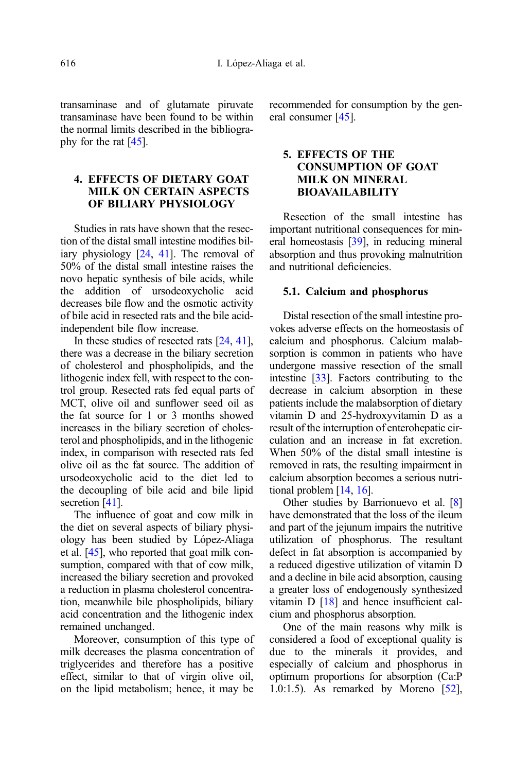transaminase and of glutamate piruvate transaminase have been found to be within the normal limits described in the bibliography for the rat [45].

## 4. EFFECTS OF DIETARY GOAT MILK ON CERTAIN ASPECTS OF BILIARY PHYSIOLOGY

Studies in rats have shown that the resection of the distal small intestine modifies biliary physiology [24, 41]. The removal of 50% of the distal small intestine raises the novo hepatic synthesis of bile acids, while the addition of ursodeoxycholic acid decreases bile flow and the osmotic activity of bile acid in resected rats and the bile acid-independent bile flow increase.

In these studies of resected rats [24, 41], there was a decrease in the biliary secretion of cholesterol and phospholipids, and the lithogenic index fell, with respect to the control group. Resected rats fed equal parts of MCT, olive oil and sunflower seed oil as the fat source for 1 or 3 months showed increases in the biliary secretion of cholesterol and phospholipids, and in the lithogenic index, in comparison with resected rats fed olive oil as the fat source. The addition of ursodeoxycholic acid to the diet led to the decoupling of bile acid and bile lipid secretion [41].

The influence of goat and cow milk in the diet on several aspects of biliary physiology has been studied by López-Aliaga et al. [45], who reported that goat milk consumption, compared with that of cow milk, increased the biliary secretion and provoked a reduction in plasma cholesterol concentration, meanwhile bile phospholipids, biliary acid concentration and the lithogenic index remained unchanged.

Moreover, consumption of this type of milk decreases the plasma concentration of triglycerides and therefore has a positive effect, similar to that of virgin olive oil, on the lipid metabolism; hence, it may be recommended for consumption by the general consumer [45].

## 5. EFFECTS OF THE CONSUMPTION OF GOAT MILK ON MINERAL BIOAVAILABILITY

Resection of the small intestine has important nutritional consequences for mineral homeostasis [39], in reducing mineral absorption and thus provoking malnutrition and nutritional deficiencies.

### 5.1. Calcium and phosphorus

Distal resection of the small intestine provokes adverse effects on the homeostasis of calcium and phosphorus. Calcium malabsorption is common in patients who have undergone massive resection of the small intestine [33]. Factors contributing to the decrease in calcium absorption in these patients include the malabsorption of dietary vitamin D and 25-hydroxyvitamin D as a result of the interruption of enterohepatic circulation and an increase in fat excretion. When 50% of the distal small intestine is removed in rats, the resulting impairment in calcium absorption becomes a serious nutritional problem [14, 16].

Other studies by Barrionuevo et al. [8] have demonstrated that the loss of the ileum and part of the jejunum impairs the nutritive utilization of phosphorus. The resultant defect in fat absorption is accompanied by a reduced digestive utilization of vitamin D and a decline in bile acid absorption, causing a greater loss of endogenously synthesized vitamin D [18] and hence insufficient calcium and phosphorus absorption.

One of the main reasons why milk is considered a food of exceptional quality is due to the minerals it provides, and especially of calcium and phosphorus in optimum proportions for absorption (Ca:P 1.0:1.5). As remarked by Moreno [52],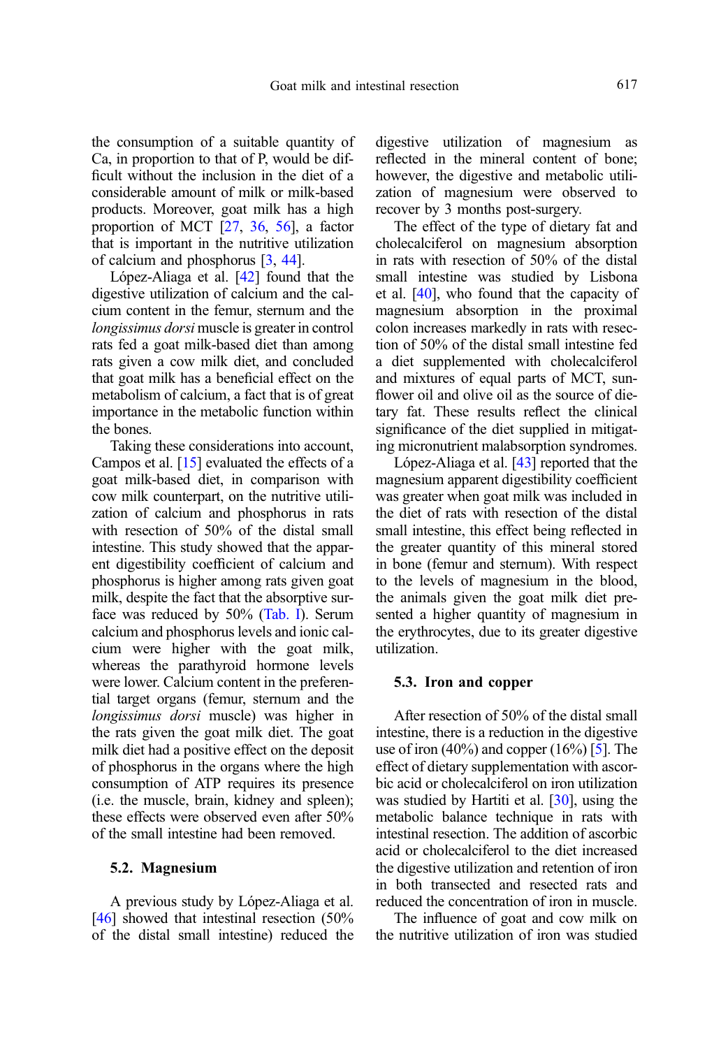the consumption of a suitable quantity of Ca, in proportion to that of P, would be difficult without the inclusion in the diet of a considerable amount of milk or milk-based products. Moreover, goat milk has a high proportion of MCT [27, 36, 56], a factor that is important in the nutritive utilization of calcium and phosphorus [3, 44].

López-Aliaga et al. [42] found that the digestive utilization of calcium and the calcium content in the femur, sternum and the *longissimus dorsi* muscle is greater in control rats fed a goat milk-based diet than among rats given a cow milk diet, and concluded that goat milk has a beneficial effect on the metabolism of calcium, a fact that is of great importance in the metabolic function within the bones.

Taking these considerations into account, Campos et al. [15] evaluated the effects of a goat milk-based diet, in comparison with cow milk counterpart, on the nutritive utilization of calcium and phosphorus in rats with resection of 50% of the distal small intestine. This study showed that the apparent digestibility coefficient of calcium and phosphorus is higher among rats given goat milk, despite the fact that the absorptive surface was reduced by 50% (Tab. I). Serum calcium and phosphorus levels and ionic calcium were higher with the goat milk, whereas the parathyroid hormone levels were lower. Calcium content in the preferential target organs (femur, sternum and the *longissimus dorsi* muscle) was higher in the rats given the goat milk diet. The goat milk diet had a positive effect on the deposit of phosphorus in the organs where the high consumption of ATP requires its presence (i.e. the muscle, brain, kidney and spleen); these effects were observed even after 50% of the small intestine had been removed.

### 5.2. Magnesium

A previous study by López-Aliaga et al. [46] showed that intestinal resection (50% of the distal small intestine) reduced the digestive utilization of magnesium as reflected in the mineral content of bone; however, the digestive and metabolic utilization of magnesium were observed to recover by 3 months post-surgery.

The effect of the type of dietary fat and cholecalciferol on magnesium absorption in rats with resection of 50% of the distal small intestine was studied by Lisbona et al. [40], who found that the capacity of magnesium absorption in the proximal colon increases markedly in rats with resection of 50% of the distal small intestine fed a diet supplemented with cholecalciferol and mixtures of equal parts of MCT, sunflower oil and olive oil as the source of dietary fat. These results reflect the clinical significance of the diet supplied in mitigating micronutrient malabsorption syndromes.

López-Aliaga et al. [43] reported that the magnesium apparent digestibility coefficient was greater when goat milk was included in the diet of rats with resection of the distal small intestine, this effect being reflected in the greater quantity of this mineral stored in bone (femur and sternum). With respect to the levels of magnesium in the blood, the animals given the goat milk diet presented a higher quantity of magnesium in the erythrocytes, due to its greater digestive utilization.

### 5.3. Iron and copper

After resection of 50% of the distal small intestine, there is a reduction in the digestive use of iron (40%) and copper (16%) [5]. The effect of dietary supplementation with ascorbic acid or cholecalciferol on iron utilization was studied by Hartiti et al. [30], using the metabolic balance technique in rats with intestinal resection. The addition of ascorbic acid or cholecalciferol to the diet increased the digestive utilization and retention of iron in both transected and resected rats and reduced the concentration of iron in muscle.

The influence of goat and cow milk on the nutritive utilization of iron was studied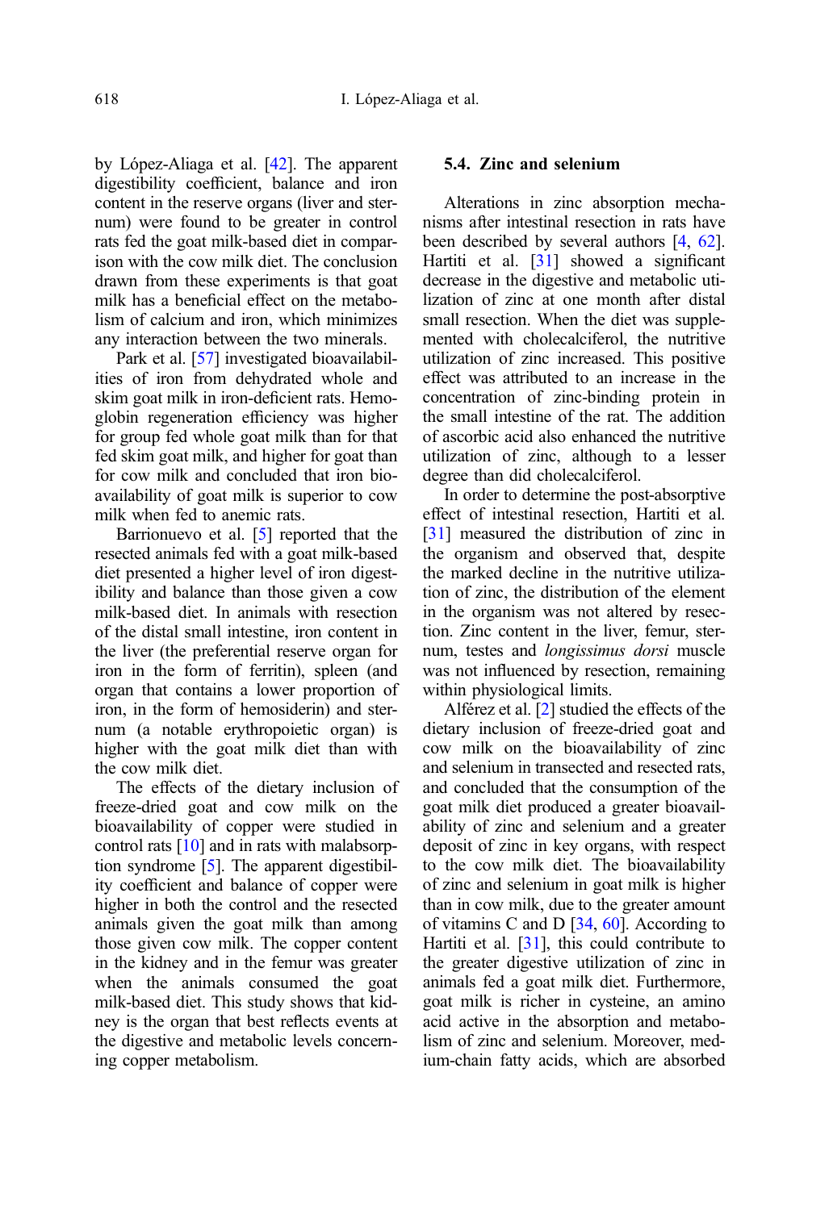by López-Aliaga et al. [42]. The apparent digestibility coefficient, balance and iron content in the reserve organs (liver and sternum) were found to be greater in control rats fed the goat milk-based diet in comparison with the cow milk diet. The conclusion drawn from these experiments is that goat milk has a beneficial effect on the metabolism of calcium and iron, which minimizes any interaction between the two minerals.

Park et al. [57] investigated bioavailabilities of iron from dehydrated whole and skim goat milk in iron-deficient rats. Hemoglobin regeneration efficiency was higher for group fed whole goat milk than for that fed skim goat milk, and higher for goat than for cow milk and concluded that iron bioavailability of goat milk is superior to cow milk when fed to anemic rats.

Barrionuevo et al. [5] reported that the resected animals fed with a goat milk-based diet presented a higher level of iron digestibility and balance than those given a cow milk-based diet. In animals with resection of the distal small intestine, iron content in the liver (the preferential reserve organ for iron in the form of ferritin), spleen (and organ that contains a lower proportion of iron, in the form of hemosiderin) and sternum (a notable erythropoietic organ) is higher with the goat milk diet than with the cow milk diet.

The effects of the dietary inclusion of freeze-dried goat and cow milk on the bioavailability of copper were studied in control rats [10] and in rats with malabsorption syndrome [5]. The apparent digestibility coefficient and balance of copper were higher in both the control and the resected animals given the goat milk than among those given cow milk. The copper content in the kidney and in the femur was greater when the animals consumed the goat milk-based diet. This study shows that kidney is the organ that best reflects events at the digestive and metabolic levels concerning copper metabolism.

### 5.4. Zinc and selenium

Alterations in zinc absorption mechanisms after intestinal resection in rats have been described by several authors [4, 62]. Hartiti et al. [31] showed a significant decrease in the digestive and metabolic utilization of zinc at one month after distal small resection. When the diet was supplemented with cholecalciferol, the nutritive utilization of zinc increased. This positive effect was attributed to an increase in the concentration of zinc-binding protein in the small intestine of the rat. The addition of ascorbic acid also enhanced the nutritive utilization of zinc, although to a lesser degree than did cholecalciferol.

In order to determine the post-absorptive effect of intestinal resection, Hartiti et al. [31] measured the distribution of zinc in the organism and observed that, despite the marked decline in the nutritive utilization of zinc, the distribution of the element in the organism was not altered by resection. Zinc content in the liver, femur, sternum, testes and *longissimus dorsi* muscle was not influenced by resection, remaining within physiological limits.

Alférez et al. [2] studied the effects of the dietary inclusion of freeze-dried goat and cow milk on the bioavailability of zinc and selenium in transected and resected rats, and concluded that the consumption of the goat milk diet produced a greater bioavailability of zinc and selenium and a greater deposit of zinc in key organs, with respect to the cow milk diet. The bioavailability of zinc and selenium in goat milk is higher than in cow milk, due to the greater amount of vitamins C and D [34, 60]. According to Hartiti et al. [31], this could contribute to the greater digestive utilization of zinc in animals fed a goat milk diet. Furthermore, goat milk is richer in cysteine, an amino acid active in the absorption and metabolism of zinc and selenium. Moreover, medium-chain fatty acids, which are absorbed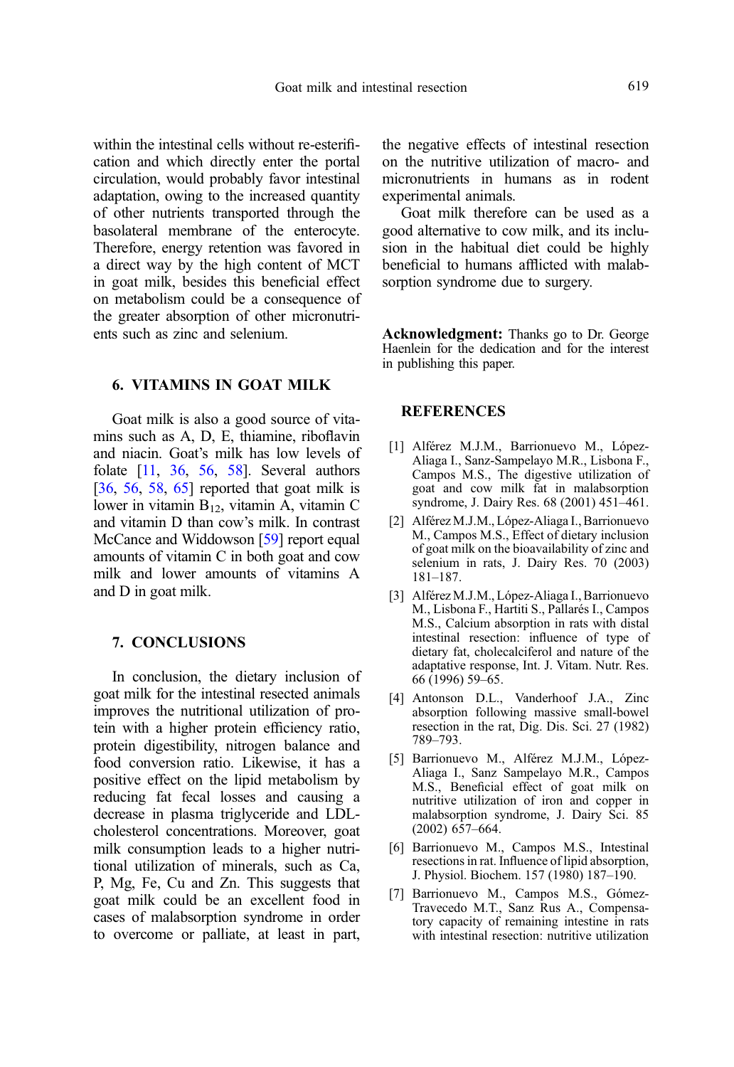within the intestinal cells without re-esterification and which directly enter the portal circulation, would probably favor intestinal adaptation, owing to the increased quantity of other nutrients transported through the basolateral membrane of the enterocyte. Therefore, energy retention was favored in a direct way by the high content of MCT in goat milk, besides this beneficial effect on metabolism could be a consequence of the greater absorption of other micronutrients such as zinc and selenium.

## 6. VITAMINS IN GOAT MILK

Goat milk is also a good source of vitamins such as A, D, E, thiamine, riboflavin and niacin. Goat's milk has low levels of folate [11, 36, 56, 58]. Several authors [36, 56, 58, 65] reported that goat milk is lower in vitamin $B_{12}$, vitamin A, vitamin C and vitamin D than cow's milk. In contrast McCance and Widdowson [59] report equal amounts of vitamin C in both goat and cow milk and lower amounts of vitamins A and D in goat milk.

## 7. CONCLUSIONS

In conclusion, the dietary inclusion of goat milk for the intestinal resected animals improves the nutritional utilization of protein with a higher protein efficiency ratio, protein digestibility, nitrogen balance and food conversion ratio. Likewise, it has a positive effect on the lipid metabolism by reducing fat fecal losses and causing a decrease in plasma triglyceride and LDL-cholesterol concentrations. Moreover, goat milk consumption leads to a higher nutritional utilization of minerals, such as Ca, P, Mg, Fe, Cu and Zn. This suggests that goat milk could be an excellent food in cases of malabsorption syndrome in order to overcome or palliate, at least in part, the negative effects of intestinal resection on the nutritive utilization of macro- and micronutrients in humans as in rodent experimental animals.

Goat milk therefore can be used as a good alternative to cow milk, and its inclusion in the habitual diet could be highly beneficial to humans afflicted with malabsorption syndrome due to surgery.

**Acknowledgment:** Thanks go to Dr. George Haenlein for the dedication and for the interest in publishing this paper.

## REFERENCES

[1] Alférez M.J.M., Barrionuevo M., López-Aliaga I., Sanz-Sampelayo M.R., Lisbona F., Campos M.S., The digestive utilization of goat and cow milk fat in malabsorption syndrome, J. Dairy Res. 68 (2001) 451–461.

[2] Alférez M.J.M., López-Aliaga I., Barrionuevo M., Campos M.S., Effect of dietary inclusion of goat milk on the bioavailability of zinc and selenium in rats, J. Dairy Res. 70 (2003) 181–187.

[3] Alférez M.J.M., López-Aliaga I., Barrionuevo M., Lisbona F., Hartiti S., Pallarés I., Campos M.S., Calcium absorption in rats with distal intestinal resection: influence of type of dietary fat, cholecalciferol and nature of the adaptative response, Int. J. Vitam. Nutr. Res. 66 (1996) 59–65.

[4] Antonson D.L., Vanderhoof J.A., Zinc absorption following massive small-bowel resection in the rat, Dig. Dis. Sci. 27 (1982) 789–793.

[5] Barrionuevo M., Alférez M.J.M., López-Aliaga I., Sanz Sampelayo M.R., Campos M.S., Beneficial effect of goat milk on nutritive utilization of iron and copper in malabsorption syndrome, J. Dairy Sci. 85 (2002) 657–664.

[6] Barrionuevo M., Campos M.S., Intestinal resections in rat. Influence of lipid absorption, J. Physiol. Biochem. 157 (1980) 187–190.

[7] Barrionuevo M., Campos M.S., Gómez-Travecedo M.T., Sanz Rus A., Compensatory capacity of remaining intestine in rats with intestinal resection: nutritive utilization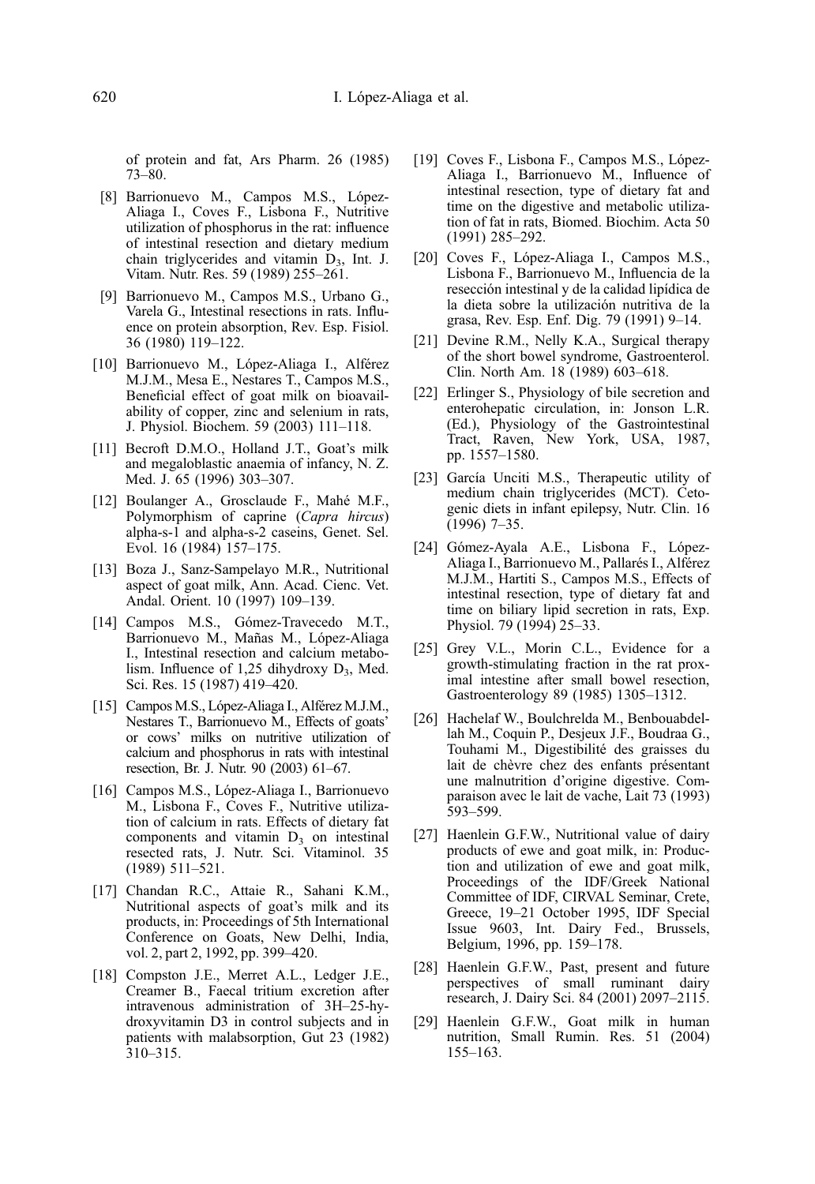of protein and fat, Ars Pharm. 26 (1985) 73–80.

[8] Barrionuevo M., Campos M.S., López-Aliaga I., Coves F., Lisbona F., Nutritive utilization of phosphorus in the rat: influence of intestinal resection and dietary medium chain triglycerides and vitamin $D_3$, Int. J. Vitam. Nutr. Res. 59 (1989) 255–261.

[9] Barrionuevo M., Campos M.S., Urbano G., Varela G., Intestinal resections in rats. Influence on protein absorption, Rev. Esp. Fisiol. 36 (1980) 119–122.

[10] Barrionuevo M., López-Aliaga I., Alférez M.J.M., Mesa E., Nestares T., Campos M.S., Beneficial effect of goat milk on bioavailability of copper, zinc and selenium in rats, J. Physiol. Biochem. 59 (2003) 111–118.

[11] Becroft D.M.O., Holland J.T., Goat's milk and megaloblastic anaemia of infancy, N. Z. Med. J. 65 (1996) 303–307.

[12] Boulanger A., Grosclaude F., Mahé M.F., Polymorphism of caprine (*Capra hircus*) alpha-s-1 and alpha-s-2 caseins, Genet. Sel. Evol. 16 (1984) 157–175.

[13] Boza J., Sanz-Sampelayo M.R., Nutritional aspect of goat milk, Ann. Acad. Cienc. Vet. Andal. Orient. 10 (1997) 109–139.

[14] Campos M.S., Gómez-Travecedo M.T., Barrionuevo M., Mañas M., López-Aliaga I., Intestinal resection and calcium metabolism. Influence of 1,25 dihydroxy $D_3$, Med. Sci. Res. 15 (1987) 419–420.

[15] Campos M.S., López-Aliaga I., Alférez M.J.M., Nestares T., Barrionuevo M., Effects of goats' or cows' milks on nutritive utilization of calcium and phosphorus in rats with intestinal resection, Br. J. Nutr. 90 (2003) 61–67.

[16] Campos M.S., López-Aliaga I., Barrionuevo M., Lisbona F., Coves F., Nutritive utilization of calcium in rats. Effects of dietary fat components and vitamin $D_3$ on intestinal resected rats, J. Nutr. Sci. Vitaminol. 35 (1989) 511–521.

[17] Chandan R.C., Attaie R., Sahani K.M., Nutritional aspects of goat's milk and its products, in: Proceedings of 5th International Conference on Goats, New Delhi, India, vol. 2, part 2, 1992, pp. 399–420.

[18] Compston J.E., Merret A.L., Ledger J.E., Creamer B., Faecal tritium excretion after intravenous administration of 3H–25-hydroxyvitamin D3 in control subjects and in patients with malabsorption, Gut 23 (1982) 310–315.

[19] Coves F., Lisbona F., Campos M.S., López-Aliaga I., Barrionuevo M., Influence of intestinal resection, type of dietary fat and time on the digestive and metabolic utilization of fat in rats, Biomed. Biochim. Acta 50 (1991) 285–292.

[20] Coves F., López-Aliaga I., Campos M.S., Lisbona F., Barrionuevo M., Influencia de la resección intestinal y de la calidad lipídica de la dieta sobre la utilización nutritiva de la grasa, Rev. Esp. Enf. Dig. 79 (1991) 9–14.

[21] Devine R.M., Nelly K.A., Surgical therapy of the short bowel syndrome, Gastroenterol. Clin. North Am. 18 (1989) 603–618.

[22] Erlinger S., Physiology of bile secretion and enterohepatic circulation, in: Jonson L.R. (Ed.), Physiology of the Gastrointestinal Tract, Raven, New York, USA, 1987, pp. 1557–1580.

[23] García Unciti M.S., Therapeutic utility of medium chain triglycerides (MCT). Cetogenic diets in infant epilepsy, Nutr. Clin. 16 (1996) 7–35.

[24] Gómez-Ayala A.E., Lisbona F., López-Aliaga I., Barrionuevo M., Pallarés I., Alférez M.J.M., Hartiti S., Campos M.S., Effects of intestinal resection, type of dietary fat and time on biliary lipid secretion in rats, Exp. Physiol. 79 (1994) 25–33.

[25] Grey V.L., Morin C.L., Evidence for a growth-stimulating fraction in the rat proximal intestine after small bowel resection, Gastroenterology 89 (1985) 1305–1312.

[26] Hachelaf W., Boulchrelda M., Benbouabdellah M., Coquin P., Desjeux J.F., Boudraa G., Touhami M., Digestibilité des graisses du lait de chèvre chez des enfants présentant une malnutrition d'origine digestive. Comparaison avec le lait de vache, Lait 73 (1993) 593–599.

[27] Haenlein G.F.W., Nutritional value of dairy products of ewe and goat milk, in: Production and utilization of ewe and goat milk, Proceedings of the IDF/Greek National Committee of IDF, CIRVAL Seminar, Crete, Greece, 19–21 October 1995, IDF Special Issue 9603, Int. Dairy Fed., Brussels, Belgium, 1996, pp. 159–178.

[28] Haenlein G.F.W., Past, present and future perspectives of small ruminant dairy research, J. Dairy Sci. 84 (2001) 2097–2115.

[29] Haenlein G.F.W., Goat milk in human nutrition, Small Rumin. Res. 51 (2004) 155–163.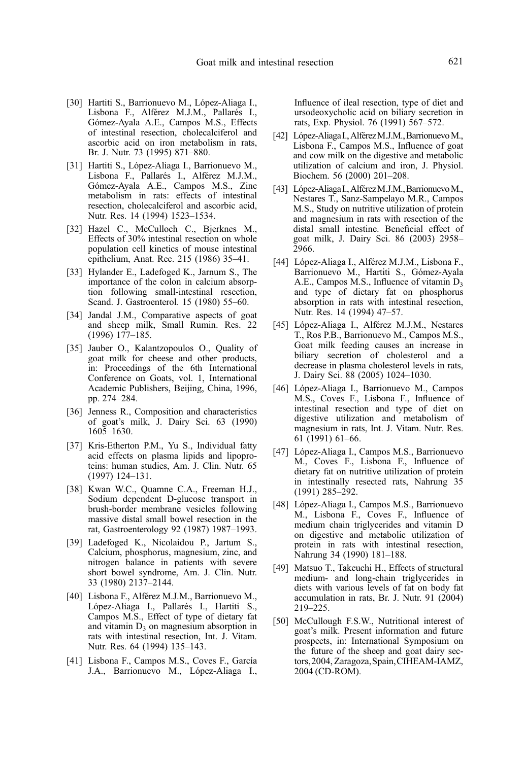[30] Hartiti S., Barrionuevo M., López-Aliaga I., Lisbona F., Alférez M.J.M., Pallarés I., Gómez-Ayala A.E., Campos M.S., Effects of intestinal resection, cholecalciferol and ascorbic acid on iron metabolism in rats, Br. J. Nutr. 73 (1995) 871–880.

[31] Hartiti S., López-Aliaga I., Barrionuevo M., Lisbona F., Pallarés I., Alférez M.J.M., Gómez-Ayala A.E., Campos M.S., Zinc metabolism in rats: effects of intestinal resection, cholecalciferol and ascorbic acid, Nutr. Res. 14 (1994) 1523–1534.

[32] Hazel C., McCulloch C., Bjerknes M., Effects of 30% intestinal resection on whole population cell kinetics of mouse intestinal epithelium, Anat. Rec. 215 (1986) 35–41.

[33] Hylander E., Ladefoged K., Jarnum S., The importance of the colon in calcium absorption following small-intestinal resection, Scand. J. Gastroenterol. 15 (1980) 55–60.

[34] Jandal J.M., Comparative aspects of goat and sheep milk, Small Rumin. Res. 22 (1996) 177–185.

[35] Jauber O., Kalantzopoulos O., Quality of goat milk for cheese and other products, in: Proceedings of the 6th International Conference on Goats, vol. 1, International Academic Publishers, Beijing, China, 1996, pp. 274–284.

[36] Jenness R., Composition and characteristics of goat's milk, J. Dairy Sci. 63 (1990) 1605–1630.

[37] Kris-Etherton P.M., Yu S., Individual fatty acid effects on plasma lipids and lipoproteins: human studies, Am. J. Clin. Nutr. 65 (1997) 124–131.

[38] Kwan W.C., Quamne C.A., Freeman H.J., Sodium dependent D-glucose transport in brush-border membrane vesicles following massive distal small bowel resection in the rat, Gastroenterology 92 (1987) 1987–1993.

[39] Ladefoged K., Nicolaidou P., Jartum S., Calcium, phosphorus, magnesium, zinc, and nitrogen balance in patients with severe short bowel syndrome, Am. J. Clin. Nutr. 33 (1980) 2137–2144.

[40] Lisbona F., Alférez M.J.M., Barrionuevo M., López-Aliaga I., Pallarés I., Hartiti S., Campos M.S., Effect of type of dietary fat and vitamin $D_3$ on magnesium absorption in rats with intestinal resection, Int. J. Vitam. Nutr. Res. 64 (1994) 135–143.

[41] Lisbona F., Campos M.S., Coves F., García J.A., Barrionuevo M., López-Aliaga I., Influence of ileal resection, type of diet and ursodeoxycholic acid on biliary secretion in rats, Exp. Physiol. 76 (1991) 567–572.

[42] López-Aliaga I., Alférez M.J.M., Barrionuevo M., Lisbona F., Campos M.S., Influence of goat and cow milk on the digestive and metabolic utilization of calcium and iron, J. Physiol. Biochem. 56 (2000) 201–208.

[43] López-Aliaga I., Alférez M.J.M., Barrionuevo M., Nestares T., Sanz-Sampelayo M.R., Campos M.S., Study on nutritive utilization of protein and magnesium in rats with resection of the distal small intestine. Beneficial effect of goat milk, J. Dairy Sci. 86 (2003) 2958–2966.

[44] López-Aliaga I., Alférez M.J.M., Lisbona F., Barrionuevo M., Hartiti S., Gómez-Ayala A.E., Campos M.S., Influence of vitamin $D_3$ and type of dietary fat on phosphorus absorption in rats with intestinal resection, Nutr. Res. 14 (1994) 47–57.

[45] López-Aliaga I., Alférez M.J.M., Nestares T., Ros P.B., Barrionuevo M., Campos M.S., Goat milk feeding causes an increase in biliary secretion of cholesterol and a decrease in plasma cholesterol levels in rats, J. Dairy Sci. 88 (2005) 1024–1030.

[46] López-Aliaga I., Barrionuevo M., Campos M.S., Coves F., Lisbona F., Influence of intestinal resection and type of diet on digestive utilization and metabolism of magnesium in rats, Int. J. Vitam. Nutr. Res. 61 (1991) 61–66.

[47] López-Aliaga I., Campos M.S., Barrionuevo M., Coves F., Lisbona F., Influence of dietary fat on nutritive utilization of protein in intestinally resected rats, Nahrung 35 (1991) 285–292.

[48] López-Aliaga I., Campos M.S., Barrionuevo M., Lisbona F., Coves F., Influence of medium chain triglycerides and vitamin D on digestive and metabolic utilization of protein in rats with intestinal resection, Nahrung 34 (1990) 181–188.

[49] Matsuo T., Takeuchi H., Effects of structural medium- and long-chain triglycerides in diets with various levels of fat on body fat accumulation in rats, Br. J. Nutr. 91 (2004) 219–225.

[50] McCullough F.S.W., Nutritional interest of goat's milk. Present information and future prospects, in: International Symposium on the future of the sheep and goat dairy sectors, 2004, Zaragoza, Spain, CIHEAM-IAMZ, 2004 (CD-ROM).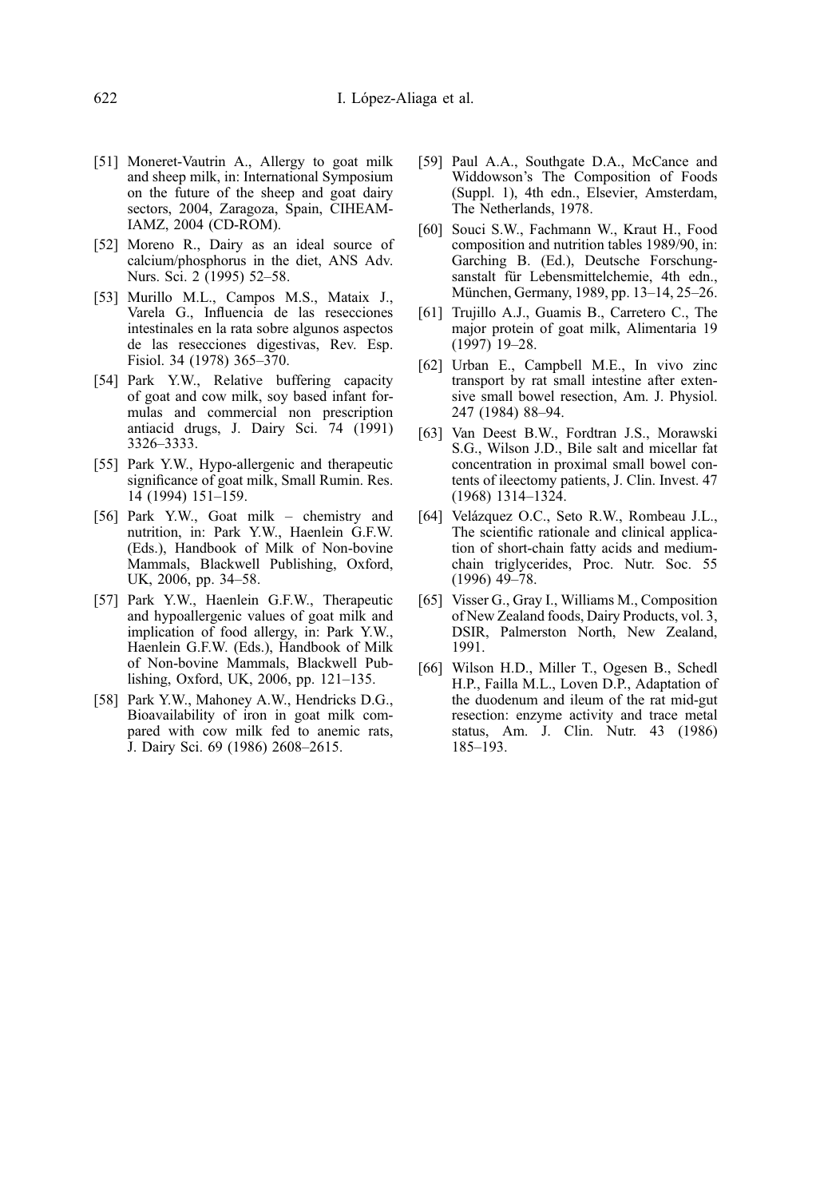[51] Moneret-Vautrin A., Allergy to goat milk and sheep milk, in: International Symposium on the future of the sheep and goat dairy sectors, 2004, Zaragoza, Spain, CIHEAM-IAMZ, 2004 (CD-ROM).

[52] Moreno R., Dairy as an ideal source of calcium/phosphorus in the diet, ANS Adv. Nurs. Sci. 2 (1995) 52–58.

[53] Murillo M.L., Campos M.S., Mataix J., Varela G., Influencia de las resecciones intestinales en la rata sobre algunos aspectos de las resecciones digestivas, Rev. Esp. Fisiol. 34 (1978) 365–370.

[54] Park Y.W., Relative buffering capacity of goat and cow milk, soy based infant formulas and commercial non prescription antiacid drugs, J. Dairy Sci. 74 (1991) 3326–3333.

[55] Park Y.W., Hypo-allergenic and therapeutic significance of goat milk, Small Rumin. Res. 14 (1994) 151–159.

[56] Park Y.W., Goat milk – chemistry and nutrition, in: Park Y.W., Haenlein G.F.W. (Eds.), Handbook of Milk of Non-bovine Mammals, Blackwell Publishing, Oxford, UK, 2006, pp. 34–58.

[57] Park Y.W., Haenlein G.F.W., Therapeutic and hypoallergenic values of goat milk and implication of food allergy, in: Park Y.W., Haenlein G.F.W. (Eds.), Handbook of Milk of Non-bovine Mammals, Blackwell Publishing, Oxford, UK, 2006, pp. 121–135.

[58] Park Y.W., Mahoney A.W., Hendricks D.G., Bioavailability of iron in goat milk compared with cow milk fed to anemic rats, J. Dairy Sci. 69 (1986) 2608–2615.

[59] Paul A.A., Southgate D.A., McCance and Widdowson's The Composition of Foods (Suppl. 1), 4th edn., Elsevier, Amsterdam, The Netherlands, 1978.

[60] Souci S.W., Fachmann W., Kraut H., Food composition and nutrition tables 1989/90, in: Garching B. (Ed.), Deutsche Forschungsanstalt für Lebensmittelchemie, 4th edn., München, Germany, 1989, pp. 13–14, 25–26.

[61] Trujillo A.J., Guamis B., Carretero C., The major protein of goat milk, Alimentaria 19 (1997) 19–28.

[62] Urban E., Campbell M.E., In vivo zinc transport by rat small intestine after extensive small bowel resection, Am. J. Physiol. 247 (1984) 88–94.

[63] Van Deest B.W., Fordtran J.S., Morawski S.G., Wilson J.D., Bile salt and micellar fat concentration in proximal small bowel contents of ileectomy patients, J. Clin. Invest. 47 (1968) 1314–1324.

[64] Velázquez O.C., Seto R.W., Rombeau J.L., The scientific rationale and clinical application of short-chain fatty acids and medium-chain triglycerides, Proc. Nutr. Soc. 55 (1996) 49–78.

[65] Visser G., Gray I., Williams M., Composition of New Zealand foods, Dairy Products, vol. 3, DSIR, Palmerston North, New Zealand, 1991.

[66] Wilson H.D., Miller T., Ogesen B., Schedl H.P., Failla M.L., Loven D.P., Adaptation of the duodenum and ileum of the rat mid-gut resection: enzyme activity and trace metal status, Am. J. Clin. Nutr. 43 (1986) 185–193.